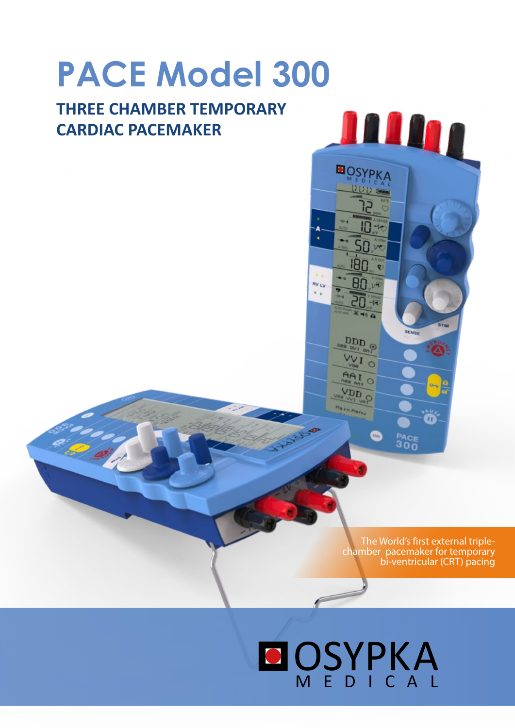# PACE Model 300

## THREE CHAMBER TEMPORARY CARDIAC PACEMAKER

The World's first external triple-chamber pacemaker for temporary bi-ventricular (CRT) pacing

OSYPKA MEDICAL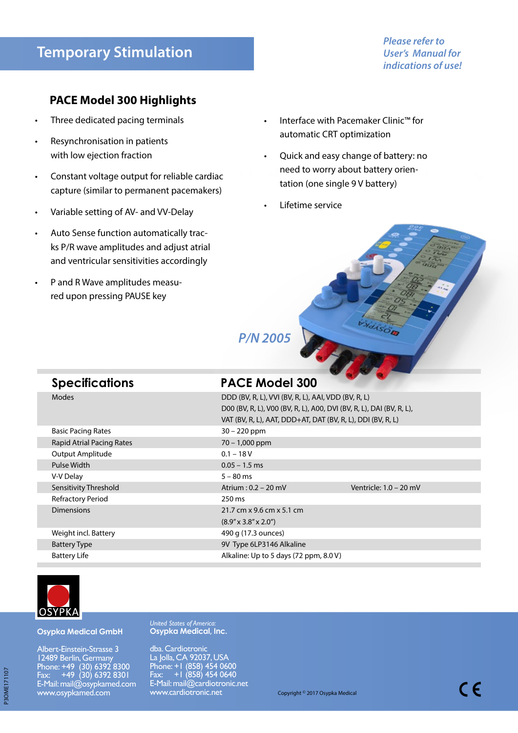# Temporary Stimulation

*Please refer to User's Manual for indications of use!*

## PACE Model 300 Highlights

- Three dedicated pacing terminals
- Resynchronisation in patients with low ejection fraction
- Constant voltage output for reliable cardiac capture (similar to permanent pacemakers)
- Variable setting of AV- and VV-Delay
- Auto Sense function automatically tracks P/R wave amplitudes and adjust atrial and ventricular sensitivities accordingly
- P and R Wave amplitudes measured upon pressing PAUSE key
- Interface with Pacemaker Clinic™ for automatic CRT optimization
- Quick and easy change of battery: no need to worry about battery orientation (one single 9 V battery)
- Lifetime service

*P/N 2005*

| Specifications | PACE Model 300 | |
|---|---|---|
| Modes | DDD (BV, R, L), VVI (BV, R, L), AAI, VDD (BV, R, L) D00 (BV, R, L), V00 (BV, R, L), A00, DVI (BV, R, L), DAI (BV, R, L), VAT (BV, R, L), AAT, DDD+AT, DAT (BV, R, L), DDI (BV, R, L) | |
| Basic Pacing Rates | 30 – 220 ppm | |
| Rapid Atrial Pacing Rates | 70 – 1,000 ppm | |
| Output Amplitude | 0.1 – 18 V | |
| Pulse Width | 0.05 – 1.5 ms | |
| V-V Delay | 5 – 80 ms | |
| Sensitivity Threshold | Atrium : 0.2 – 20 mV | Ventricle: 1.0 – 20 mV |
| Refractory Period | 250 ms | |
| Dimensions | 21.7 cm x 9.6 cm x 5.1 cm (8.9" x 3.8" x 2.0") | |
| Weight incl. Battery | 490 g (17.3 ounces) | |
| Battery Type | 9V Type 6LP3146 Alkaline | |
| Battery Life | Alkaline: Up to 5 days (72 ppm, 8.0 V) | |

OSYPKA

**Osypka Medical GmbH**

Albert-Einstein-Strasse 3
12489 Berlin, Germany
Phone: +49 (30) 6392 8300
Fax: +49 (30) 6392 8301
E-Mail: mail@osypkamed.com
www.osypkamed.com

*United States of America:*
**Osypka Medical, Inc.**

dba. Cardiotronic
La Jolla, CA 92037, USA
Phone: +1 (858) 454 0600
Fax: +1 (858) 454 0640
E-Mail: mail@cardiotronic.net
www.cardiotronic.net

Copyright © 2017 Osypka Medical

CE

P3OME171107